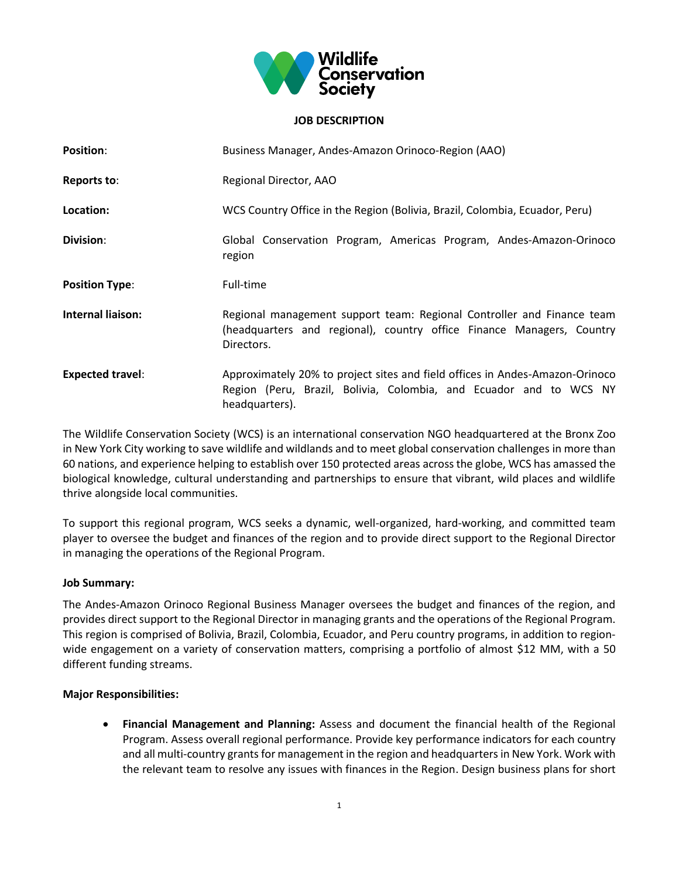**JOB DESCRIPTION**

| | |
|---|---|
| **Position**: | Business Manager, Andes-Amazon Orinoco-Region (AAO) |
| **Reports to**: | Regional Director, AAO |
| **Location:** | WCS Country Office in the Region (Bolivia, Brazil, Colombia, Ecuador, Peru) |
| **Division**: | Global Conservation Program, Americas Program, Andes-Amazon-Orinoco region |
| **Position Type**: | Full-time |
| **Internal liaison:** | Regional management support team: Regional Controller and Finance team (headquarters and regional), country office Finance Managers, Country Directors. |
| **Expected travel**: | Approximately 20% to project sites and field offices in Andes-Amazon-Orinoco Region (Peru, Brazil, Bolivia, Colombia, and Ecuador and to WCS NY headquarters). |

The Wildlife Conservation Society (WCS) is an international conservation NGO headquartered at the Bronx Zoo in New York City working to save wildlife and wildlands and to meet global conservation challenges in more than 60 nations, and experience helping to establish over 150 protected areas across the globe, WCS has amassed the biological knowledge, cultural understanding and partnerships to ensure that vibrant, wild places and wildlife thrive alongside local communities.

To support this regional program, WCS seeks a dynamic, well-organized, hard-working, and committed team player to oversee the budget and finances of the region and to provide direct support to the Regional Director in managing the operations of the Regional Program.

**Job Summary:**

The Andes-Amazon Orinoco Regional Business Manager oversees the budget and finances of the region, and provides direct support to the Regional Director in managing grants and the operations of the Regional Program. This region is comprised of Bolivia, Brazil, Colombia, Ecuador, and Peru country programs, in addition to region-wide engagement on a variety of conservation matters, comprising a portfolio of almost $12 MM, with a 50 different funding streams.

**Major Responsibilities:**

- **Financial Management and Planning:** Assess and document the financial health of the Regional Program. Assess overall regional performance. Provide key performance indicators for each country and all multi-country grants for management in the region and headquarters in New York. Work with the relevant team to resolve any issues with finances in the Region. Design business plans for short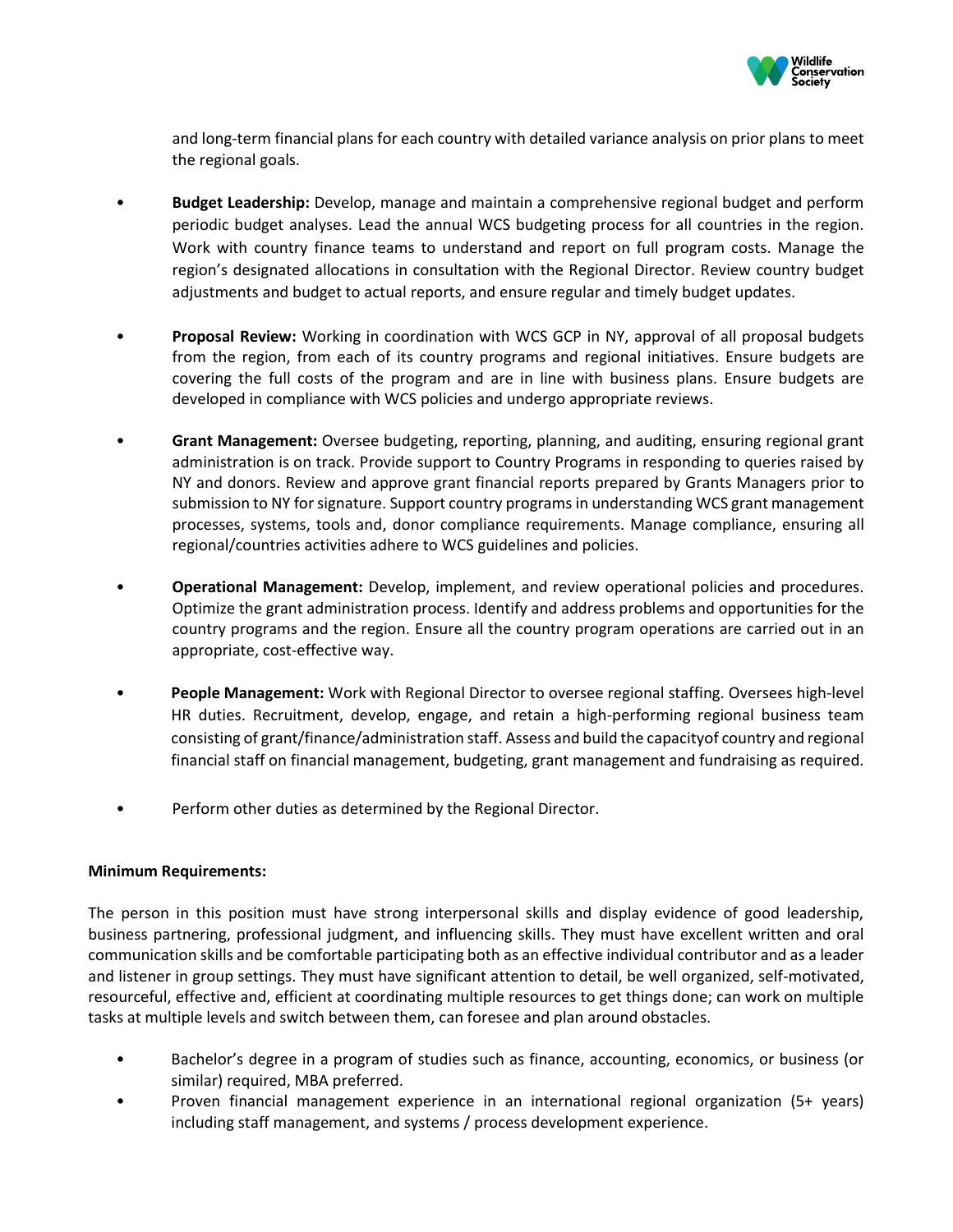and long-term financial plans for each country with detailed variance analysis on prior plans to meet the regional goals.

- **Budget Leadership:** Develop, manage and maintain a comprehensive regional budget and perform periodic budget analyses. Lead the annual WCS budgeting process for all countries in the region. Work with country finance teams to understand and report on full program costs. Manage the region's designated allocations in consultation with the Regional Director. Review country budget adjustments and budget to actual reports, and ensure regular and timely budget updates.

- **Proposal Review:** Working in coordination with WCS GCP in NY, approval of all proposal budgets from the region, from each of its country programs and regional initiatives. Ensure budgets are covering the full costs of the program and are in line with business plans. Ensure budgets are developed in compliance with WCS policies and undergo appropriate reviews.

- **Grant Management:** Oversee budgeting, reporting, planning, and auditing, ensuring regional grant administration is on track. Provide support to Country Programs in responding to queries raised by NY and donors. Review and approve grant financial reports prepared by Grants Managers prior to submission to NY for signature. Support country programs in understanding WCS grant management processes, systems, tools and, donor compliance requirements. Manage compliance, ensuring all regional/countries activities adhere to WCS guidelines and policies.

- **Operational Management:** Develop, implement, and review operational policies and procedures. Optimize the grant administration process. Identify and address problems and opportunities for the country programs and the region. Ensure all the country program operations are carried out in an appropriate, cost-effective way.

- **People Management:** Work with Regional Director to oversee regional staffing. Oversees high-level HR duties. Recruitment, develop, engage, and retain a high-performing regional business team consisting of grant/finance/administration staff. Assess and build the capacityof country and regional financial staff on financial management, budgeting, grant management and fundraising as required.

- Perform other duties as determined by the Regional Director.

**Minimum Requirements:**

The person in this position must have strong interpersonal skills and display evidence of good leadership, business partnering, professional judgment, and influencing skills. They must have excellent written and oral communication skills and be comfortable participating both as an effective individual contributor and as a leader and listener in group settings. They must have significant attention to detail, be well organized, self-motivated, resourceful, effective and, efficient at coordinating multiple resources to get things done; can work on multiple tasks at multiple levels and switch between them, can foresee and plan around obstacles.

- Bachelor's degree in a program of studies such as finance, accounting, economics, or business (or similar) required, MBA preferred.
- Proven financial management experience in an international regional organization (5+ years) including staff management, and systems / process development experience.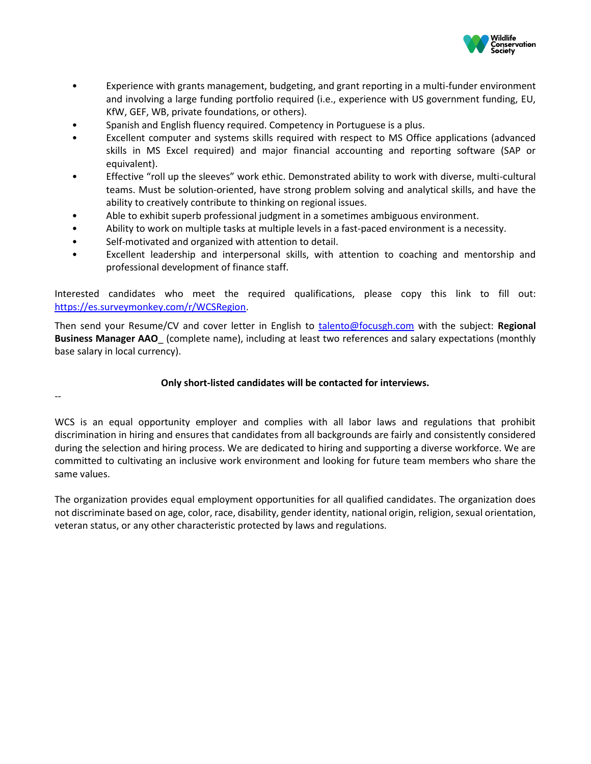- Experience with grants management, budgeting, and grant reporting in a multi-funder environment and involving a large funding portfolio required (i.e., experience with US government funding, EU, KfW, GEF, WB, private foundations, or others).
- Spanish and English fluency required. Competency in Portuguese is a plus.
- Excellent computer and systems skills required with respect to MS Office applications (advanced skills in MS Excel required) and major financial accounting and reporting software (SAP or equivalent).
- Effective "roll up the sleeves" work ethic. Demonstrated ability to work with diverse, multi-cultural teams. Must be solution-oriented, have strong problem solving and analytical skills, and have the ability to creatively contribute to thinking on regional issues.
- Able to exhibit superb professional judgment in a sometimes ambiguous environment.
- Ability to work on multiple tasks at multiple levels in a fast-paced environment is a necessity.
- Self-motivated and organized with attention to detail.
- Excellent leadership and interpersonal skills, with attention to coaching and mentorship and professional development of finance staff.

Interested candidates who meet the required qualifications, please copy this link to fill out: [https://es.surveymonkey.com/r/WCSRegion](https://es.surveymonkey.com/r/WCSRegion).

Then send your Resume/CV and cover letter in English to [talento@focusgh.com](mailto:talento@focusgh.com) with the subject: **Regional Business Manager AAO_** (complete name), including at least two references and salary expectations (monthly base salary in local currency).

**Only short-listed candidates will be contacted for interviews.**

--

WCS is an equal opportunity employer and complies with all labor laws and regulations that prohibit discrimination in hiring and ensures that candidates from all backgrounds are fairly and consistently considered during the selection and hiring process. We are dedicated to hiring and supporting a diverse workforce. We are committed to cultivating an inclusive work environment and looking for future team members who share the same values.

The organization provides equal employment opportunities for all qualified candidates. The organization does not discriminate based on age, color, race, disability, gender identity, national origin, religion, sexual orientation, veteran status, or any other characteristic protected by laws and regulations.